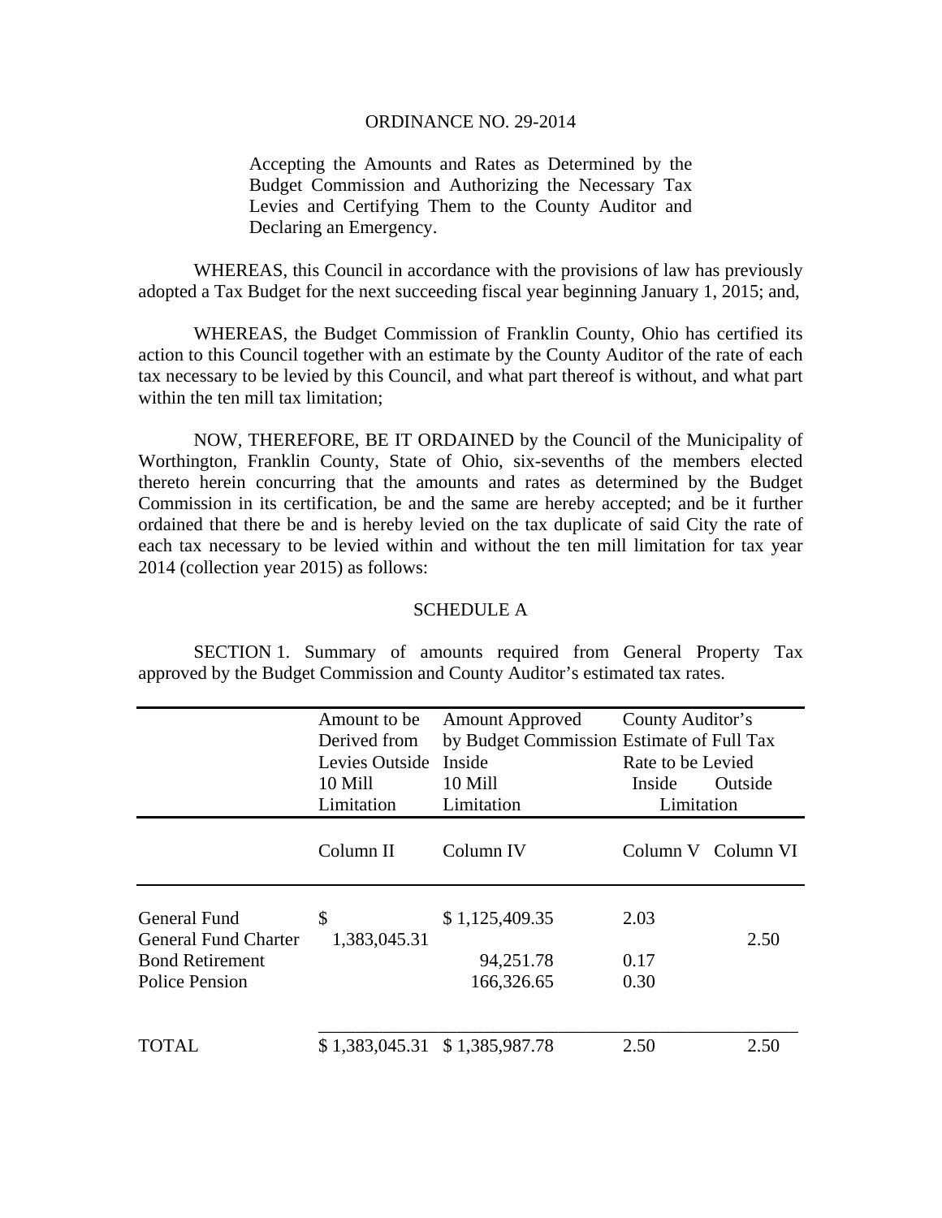# ORDINANCE NO. 29-2014

Accepting the Amounts and Rates as Determined by the Budget Commission and Authorizing the Necessary Tax Levies and Certifying Them to the County Auditor and Declaring an Emergency.

WHEREAS, this Council in accordance with the provisions of law has previously adopted a Tax Budget for the next succeeding fiscal year beginning January 1, 2015; and,

WHEREAS, the Budget Commission of Franklin County, Ohio has certified its action to this Council together with an estimate by the County Auditor of the rate of each tax necessary to be levied by this Council, and what part thereof is without, and what part within the ten mill tax limitation;

NOW, THEREFORE, BE IT ORDAINED by the Council of the Municipality of Worthington, Franklin County, State of Ohio, six-sevenths of the members elected thereto herein concurring that the amounts and rates as determined by the Budget Commission in its certification, be and the same are hereby accepted; and be it further ordained that there be and is hereby levied on the tax duplicate of said City the rate of each tax necessary to be levied within and without the ten mill limitation for tax year 2014 (collection year 2015) as follows:

## SCHEDULE A

SECTION 1. Summary of amounts required from General Property Tax approved by the Budget Commission and County Auditor's estimated tax rates.

| | Amount to be Derived from Levies Outside 10 Mill Limitation | Amount Approved by Budget Commission Inside 10 Mill Limitation | County Auditor's Estimate of Full Tax Rate to be Levied Inside Limitation | Outside Limitation |
|---|---|---|---|---|
| | Column II | Column IV | Column V | Column VI |
| General Fund | | $ 1,125,409.35 | 2.03 | |
| General Fund Charter | $ 1,383,045.31 | | | 2.50 |
| Bond Retirement | | 94,251.78 | 0.17 | |
| Police Pension | | 166,326.65 | 0.30 | |
| TOTAL | $ 1,383,045.31 | $ 1,385,987.78 | 2.50 | 2.50 |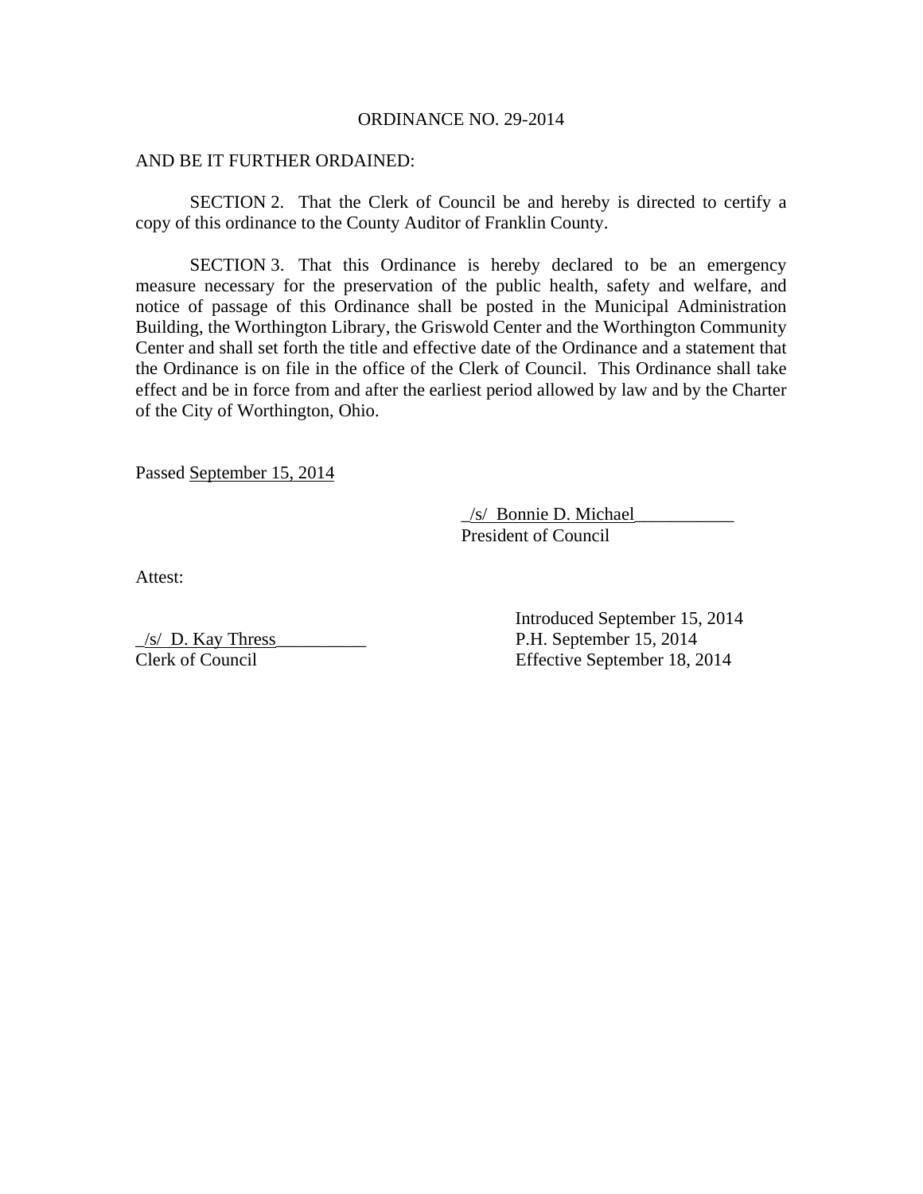ORDINANCE NO. 29-2014

AND BE IT FURTHER ORDAINED:

SECTION 2. That the Clerk of Council be and hereby is directed to certify a copy of this ordinance to the County Auditor of Franklin County.

SECTION 3. That this Ordinance is hereby declared to be an emergency measure necessary for the preservation of the public health, safety and welfare, and notice of passage of this Ordinance shall be posted in the Municipal Administration Building, the Worthington Library, the Griswold Center and the Worthington Community Center and shall set forth the title and effective date of the Ordinance and a statement that the Ordinance is on file in the office of the Clerk of Council. This Ordinance shall take effect and be in force from and after the earliest period allowed by law and by the Charter of the City of Worthington, Ohio.

Passed September 15, 2014

_/s/ Bonnie D. Michael___________
President of Council

Attest:

_/s/ D. Kay Thress__________
Clerk of Council

Introduced September 15, 2014
P.H. September 15, 2014
Effective September 18, 2014